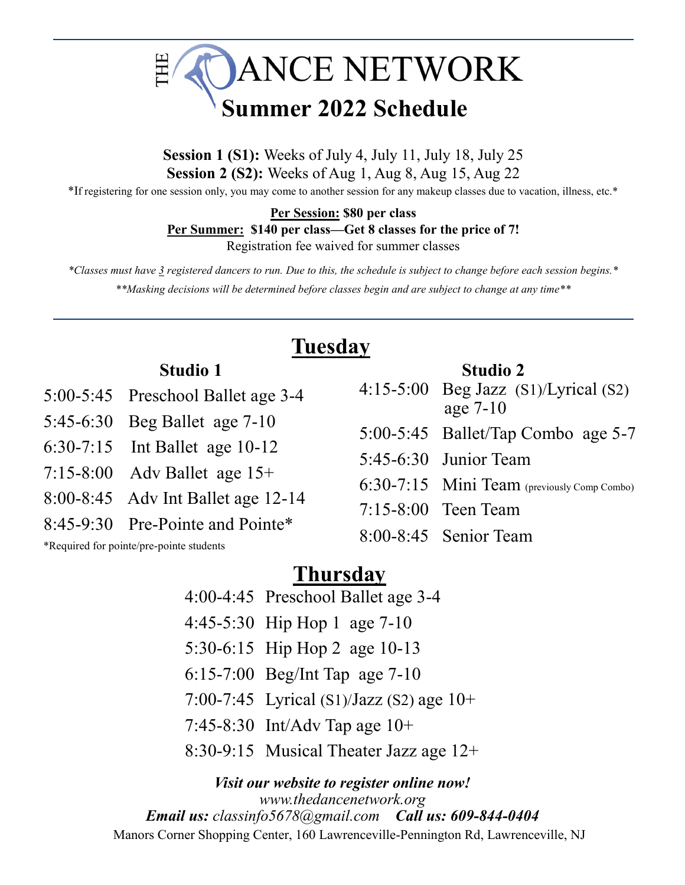# THE DANCE NETWORK

## Summer 2022 Schedule

**Session 1 (S1):** Weeks of July 4, July 11, July 18, July 25
**Session 2 (S2):** Weeks of Aug 1, Aug 8, Aug 15, Aug 22

*If registering for one session only, you may come to another session for any makeup classes due to vacation, illness, etc.*

**Per Session: $80 per class**
**Per Summer: $140 per class—Get 8 classes for the price of 7!**
Registration fee waived for summer classes

*\*Classes must have 3 registered dancers to run. Due to this, the schedule is subject to change before each session begins.\**

*\*\*Masking decisions will be determined before classes begin and are subject to change at any time\*\**

## Tuesday

### Studio 1

- 5:00-5:45 Preschool Ballet age 3-4
- 5:45-6:30 Beg Ballet age 7-10
- 6:30-7:15 Int Ballet age 10-12
- 7:15-8:00 Adv Ballet age 15+
- 8:00-8:45 Adv Int Ballet age 12-14
- 8:45-9:30 Pre-Pointe and Pointe*

*Required for pointe/pre-pointe students

### Studio 2

- 4:15-5:00 Beg Jazz (S1)/Lyrical (S2) age 7-10
- 5:00-5:45 Ballet/Tap Combo age 5-7
- 5:45-6:30 Junior Team
- 6:30-7:15 Mini Team (previously Comp Combo)
- 7:15-8:00 Teen Team
- 8:00-8:45 Senior Team

## Thursday

- 4:00-4:45 Preschool Ballet age 3-4
- 4:45-5:30 Hip Hop 1 age 7-10
- 5:30-6:15 Hip Hop 2 age 10-13
- 6:15-7:00 Beg/Int Tap age 7-10
- 7:00-7:45 Lyrical (S1)/Jazz (S2) age 10+
- 7:45-8:30 Int/Adv Tap age 10+
- 8:30-9:15 Musical Theater Jazz age 12+

***Visit our website to register online now!***
*www.thedancenetwork.org*
***Email us:*** *classinfo5678@gmail.com* ***Call us: 609-844-0404***
Manors Corner Shopping Center, 160 Lawrenceville-Pennington Rd, Lawrenceville, NJ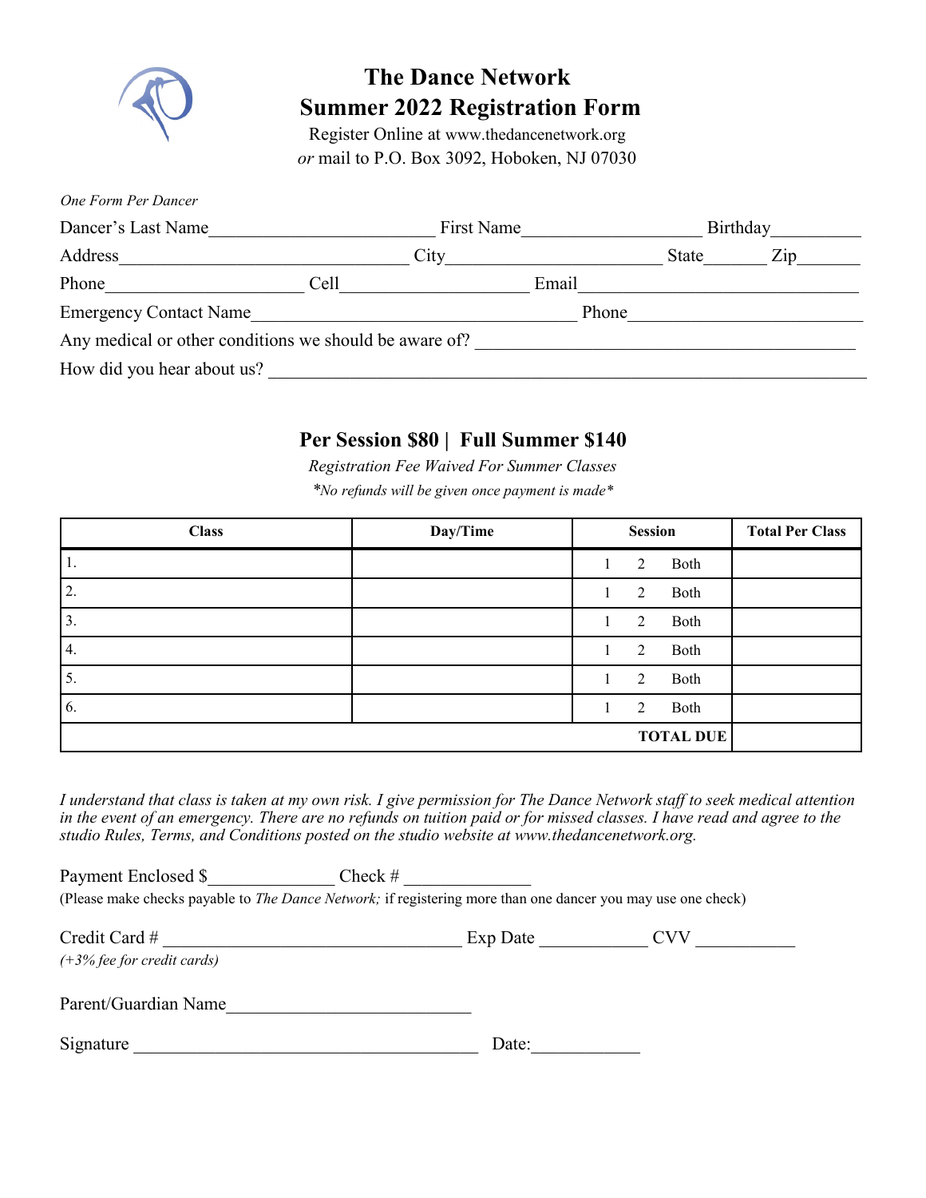# The Dance Network
# Summer 2022 Registration Form

Register Online at www.thedancenetwork.org
*or* mail to P.O. Box 3092, Hoboken, NJ 07030

*One Form Per Dancer*

Dancer's Last Name________________________ First Name____________________ Birthday__________

Address_______________________________ City_______________________ State_______ Zip_______

Phone_____________________ Cell____________________ Email_____________________________

Emergency Contact Name_________________________________ Phone________________________

Any medical or other conditions we should be aware of? ________________________________________

How did you hear about us? _______________________________________________________________

## Per Session $80 | Full Summer $140

*Registration Fee Waived For Summer Classes*

*\*No refunds will be given once payment is made\**

| Class | Day/Time | Session | Total Per Class |
|---|---|---|---|
| 1. | | 1 2 Both | |
| 2. | | 1 2 Both | |
| 3. | | 1 2 Both | |
| 4. | | 1 2 Both | |
| 5. | | 1 2 Both | |
| 6. | | 1 2 Both | |
| | | **TOTAL DUE** | |

*I understand that class is taken at my own risk. I give permission for The Dance Network staff to seek medical attention in the event of an emergency. There are no refunds on tuition paid or for missed classes. I have read and agree to the studio Rules, Terms, and Conditions posted on the studio website at www.thedancenetwork.org.*

Payment Enclosed $______________ Check # ______________

(Please make checks payable to *The Dance Network;* if registering more than one dancer you may use one check)

Credit Card # _________________________________ Exp Date ____________ CVV ___________

*(+3% fee for credit cards)*

Parent/Guardian Name___________________________

Signature _______________________________________ Date:____________